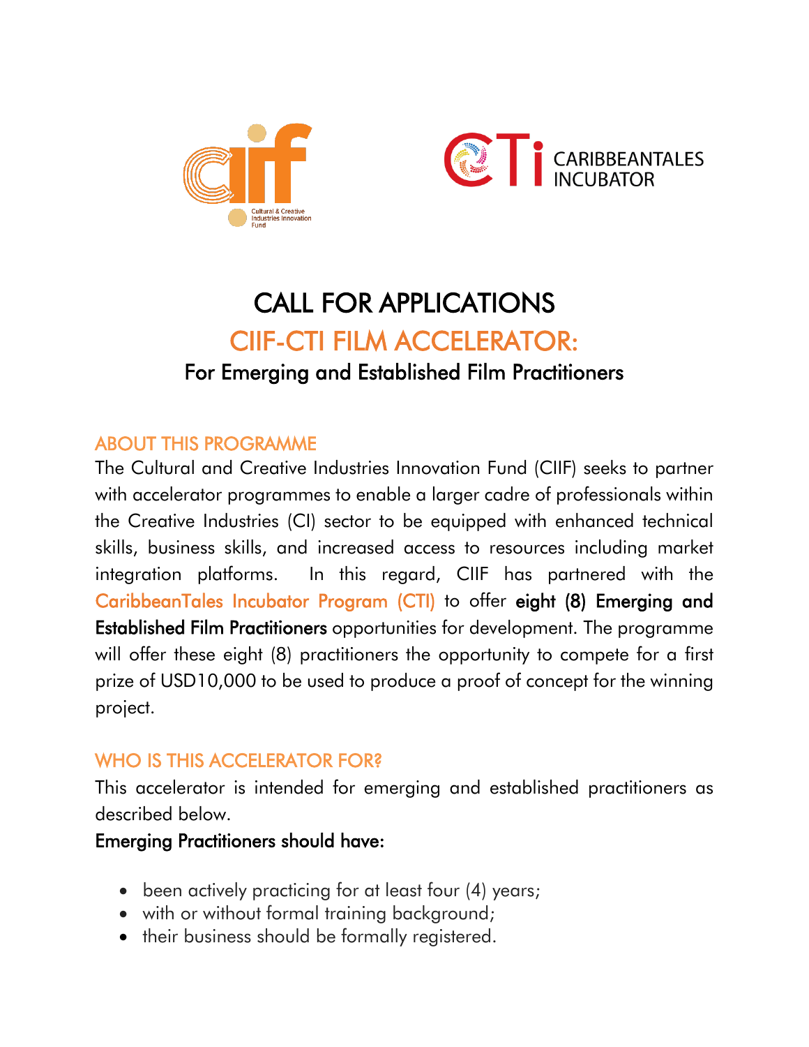# CALL FOR APPLICATIONS

## CIIF-CTI FILM ACCELERATOR:

### For Emerging and Established Film Practitioners

## ABOUT THIS PROGRAMME

The Cultural and Creative Industries Innovation Fund (CIIF) seeks to partner with accelerator programmes to enable a larger cadre of professionals within the Creative Industries (CI) sector to be equipped with enhanced technical skills, business skills, and increased access to resources including market integration platforms. In this regard, CIIF has partnered with the CaribbeanTales Incubator Program (CTI) to offer **eight (8) Emerging and Established Film Practitioners** opportunities for development. The programme will offer these eight (8) practitioners the opportunity to compete for a first prize of USD10,000 to be used to produce a proof of concept for the winning project.

## WHO IS THIS ACCELERATOR FOR?

This accelerator is intended for emerging and established practitioners as described below.

**Emerging Practitioners should have:**

- been actively practicing for at least four (4) years;
- with or without formal training background;
- their business should be formally registered.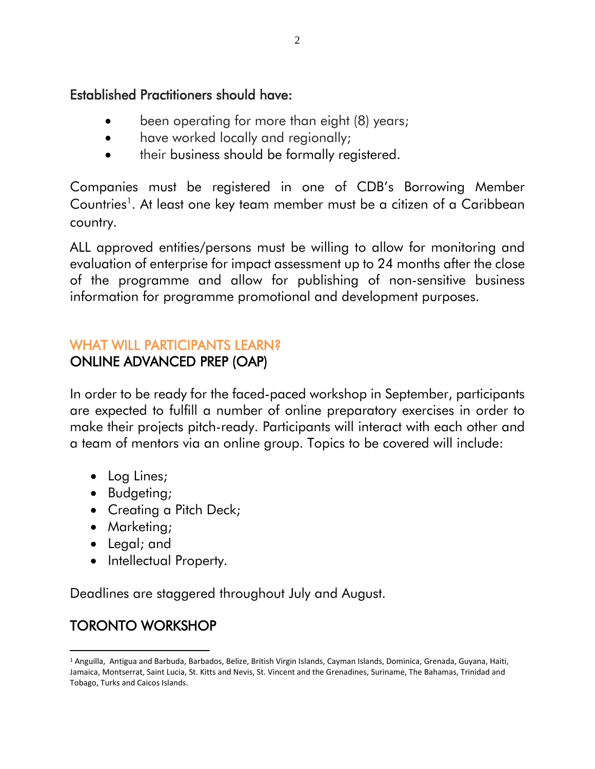### Established Practitioners should have:

- been operating for more than eight (8) years;
- have worked locally and regionally;
- their business should be formally registered.

Companies must be registered in one of CDB's Borrowing Member Countries[1]. At least one key team member must be a citizen of a Caribbean country.

ALL approved entities/persons must be willing to allow for monitoring and evaluation of enterprise for impact assessment up to 24 months after the close of the programme and allow for publishing of non-sensitive business information for programme promotional and development purposes.

## WHAT WILL PARTICIPANTS LEARN?

### ONLINE ADVANCED PREP (OAP)

In order to be ready for the faced-paced workshop in September, participants are expected to fulfill a number of online preparatory exercises in order to make their projects pitch-ready. Participants will interact with each other and a team of mentors via an online group. Topics to be covered will include:

- Log Lines;
- Budgeting;
- Creating a Pitch Deck;
- Marketing;
- Legal; and
- Intellectual Property.

Deadlines are staggered throughout July and August.

### TORONTO WORKSHOP

---

[1] Anguilla, Antigua and Barbuda, Barbados, Belize, British Virgin Islands, Cayman Islands, Dominica, Grenada, Guyana, Haiti, Jamaica, Montserrat, Saint Lucia, St. Kitts and Nevis, St. Vincent and the Grenadines, Suriname, The Bahamas, Trinidad and Tobago, Turks and Caicos Islands.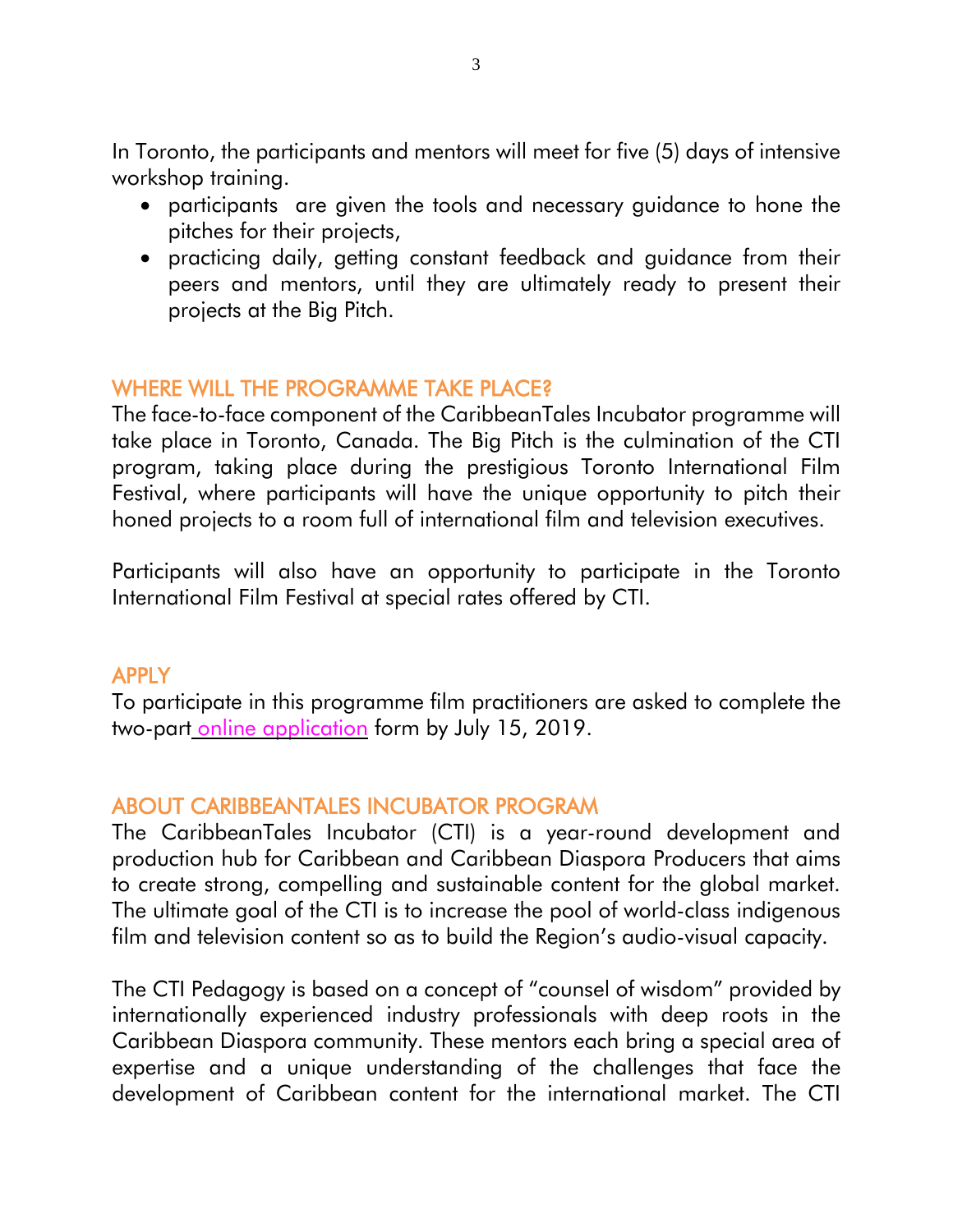In Toronto, the participants and mentors will meet for five (5) days of intensive workshop training.

- participants are given the tools and necessary guidance to hone the pitches for their projects,
- practicing daily, getting constant feedback and guidance from their peers and mentors, until they are ultimately ready to present their projects at the Big Pitch.

## WHERE WILL THE PROGRAMME TAKE PLACE?

The face-to-face component of the CaribbeanTales Incubator programme will take place in Toronto, Canada. The Big Pitch is the culmination of the CTI program, taking place during the prestigious Toronto International Film Festival, where participants will have the unique opportunity to pitch their honed projects to a room full of international film and television executives.

Participants will also have an opportunity to participate in the Toronto International Film Festival at special rates offered by CTI.

## APPLY

To participate in this programme film practitioners are asked to complete the two-part online application form by July 15, 2019.

## ABOUT CARIBBEANTALES INCUBATOR PROGRAM

The CaribbeanTales Incubator (CTI) is a year-round development and production hub for Caribbean and Caribbean Diaspora Producers that aims to create strong, compelling and sustainable content for the global market. The ultimate goal of the CTI is to increase the pool of world-class indigenous film and television content so as to build the Region's audio-visual capacity.

The CTI Pedagogy is based on a concept of "counsel of wisdom" provided by internationally experienced industry professionals with deep roots in the Caribbean Diaspora community. These mentors each bring a special area of expertise and a unique understanding of the challenges that face the development of Caribbean content for the international market. The CTI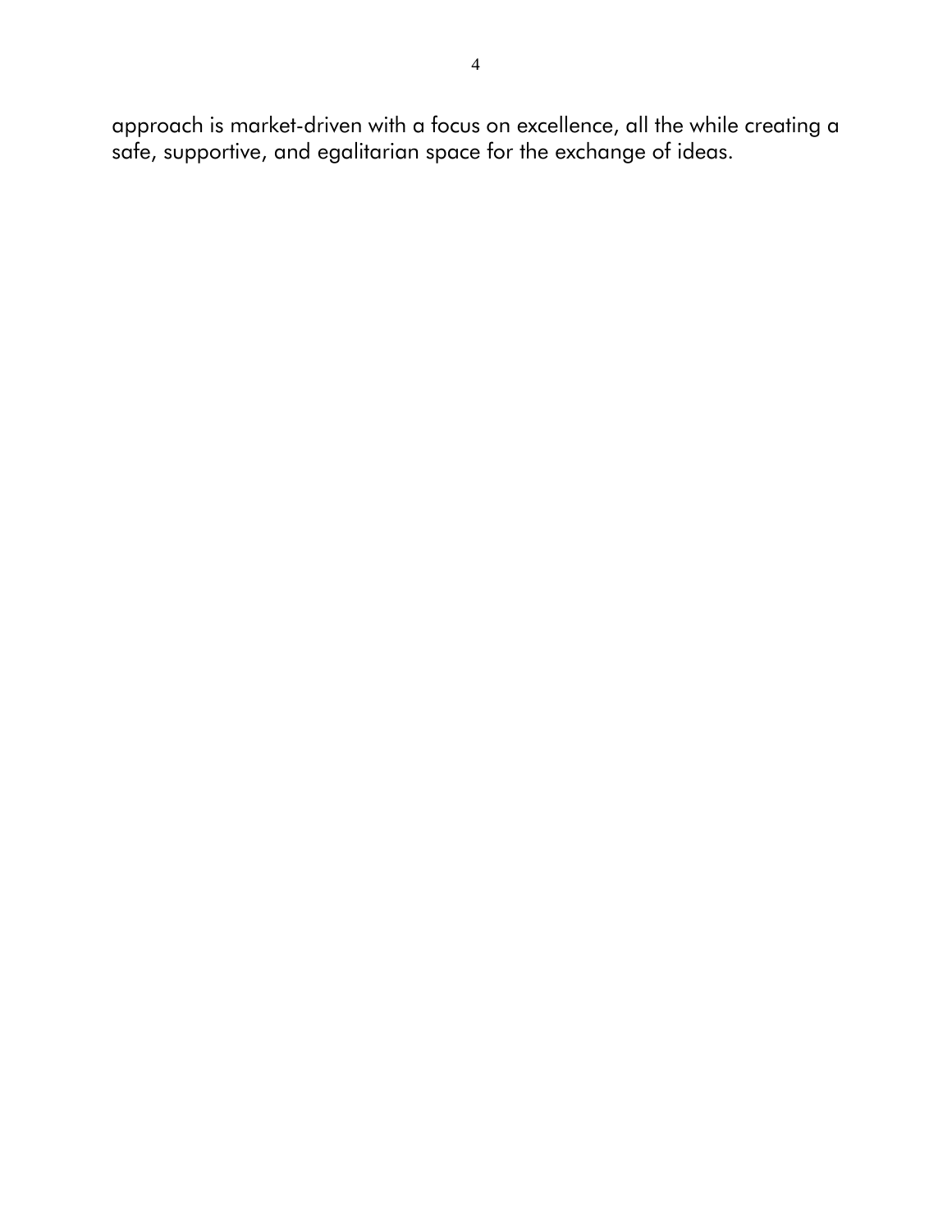approach is market-driven with a focus on excellence, all the while creating a safe, supportive, and egalitarian space for the exchange of ideas.